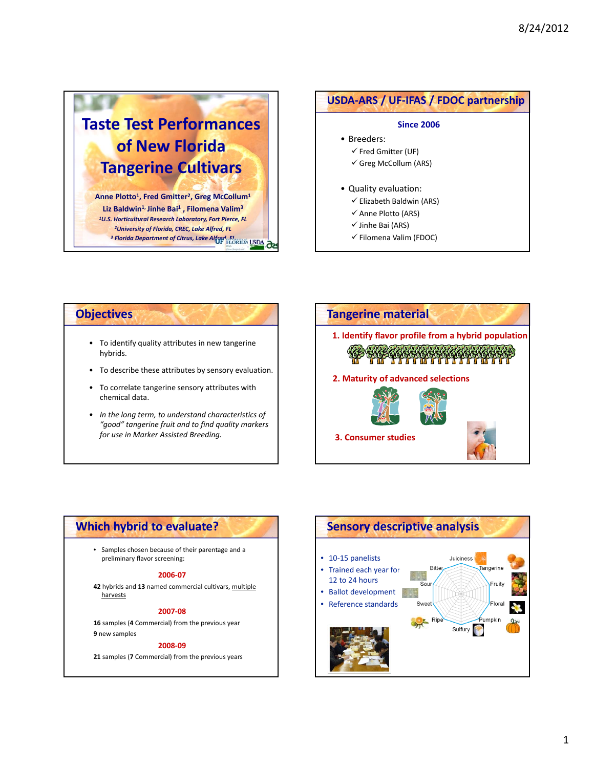# Taste Test Performances of New Florida Tangerine Cultivars

Anne Plotto[1], Fred Gmitter[2], Greg McCollum[1]
Liz Baldwin[1], Jinhe Bai[1], Filomena Valim[3]

[1]U.S. Horticultural Research Laboratory, Fort Pierce, FL
[2]University of Florida, CREC, Lake Alfred, FL
[3] Florida Department of Citrus, Lake Alfred, FL

## USDA-ARS / UF-IFAS / FDOC partnership

**Since 2006**

- Breeders:
  - ✓ Fred Gmitter (UF)
  - ✓ Greg McCollum (ARS)
- Quality evaluation:
  - ✓ Elizabeth Baldwin (ARS)
  - ✓ Anne Plotto (ARS)
  - ✓ Jinhe Bai (ARS)
  - ✓ Filomena Valim (FDOC)

## Objectives

- To identify quality attributes in new tangerine hybrids.
- To describe these attributes by sensory evaluation.
- To correlate tangerine sensory attributes with chemical data.
- *In the long term, to understand characteristics of "good" tangerine fruit and to find quality markers for use in Marker Assisted Breeding.*

## Tangerine material

1. **Identify flavor profile from a hybrid population**
2. **Maturity of advanced selections**
3. **Consumer studies**

## Which hybrid to evaluate?

- Samples chosen because of their parentage and a preliminary flavor screening:

**2006-07**

**42** hybrids and **13** named commercial cultivars, multiple harvests

**2007-08**

**16** samples (**4** Commercial) from the previous year

**9** new samples

**2008-09**

**21** samples (**7** Commercial) from the previous years

## Sensory descriptive analysis

- 10-15 panelists
- Trained each year for 12 to 24 hours
- Ballot development
- Reference standards

Juiciness, Tangerine, Fruity, Floral, Pumpkin, Sulfury, Ripe, Sweet, Sour, Bitter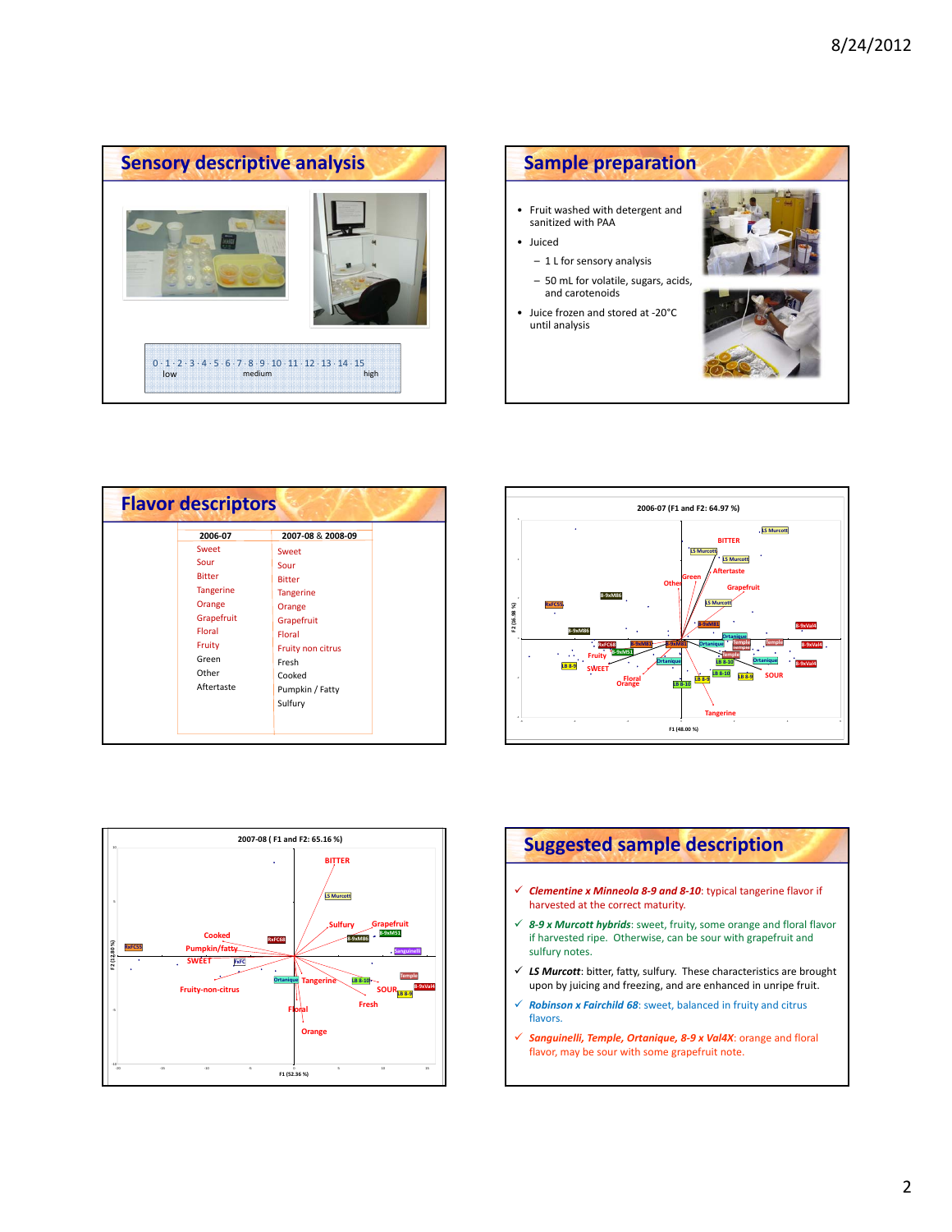## Sensory descriptive analysis

0 · 1 · 2 · 3 · 4 · 5 · 6 · 7 · 8 · 9 · 10 · 11 · 12 · 13 · 14 · 15
low medium high

## Sample preparation

- Fruit washed with detergent and sanitized with PAA
- Juiced
  - 1 L for sensory analysis
  - 50 mL for volatile, sugars, acids, and carotenoids
- Juice frozen and stored at -20°C until analysis

## Flavor descriptors

| 2006-07 | 2007-08 & 2008-09 |
|---|---|
| Sweet | Sweet |
| Sour | Sour |
| Bitter | Bitter |
| Tangerine | Tangerine |
| Orange | Orange |
| Grapefruit | Grapefruit |
| Floral | Floral |
| Fruity | Fruity non citrus |
| Green | Fresh |
| Other | Cooked |
| Aftertaste | Pumpkin / Fatty |
| | Sulfury |

2006-07 (F1 and F2: 64.97 %)

2007-08 ( F1 and F2: 65.16 %)

## Suggested sample description

- ✓ ***Clementine x Minneola 8-9 and 8-10***: typical tangerine flavor if harvested at the correct maturity.
- ✓ ***8-9 x Murcott hybrids***: sweet, fruity, some orange and floral flavor if harvested ripe. Otherwise, can be sour with grapefruit and sulfury notes.
- ✓ ***LS Murcott***: bitter, fatty, sulfury. These characteristics are brought upon by juicing and freezing, and are enhanced in unripe fruit.
- ✓ ***Robinson x Fairchild 68***: sweet, balanced in fruity and citrus flavors.
- ✓ ***Sanguinelli, Temple, Ortanique, 8-9 x Val4X***: orange and floral flavor, may be sour with some grapefruit note.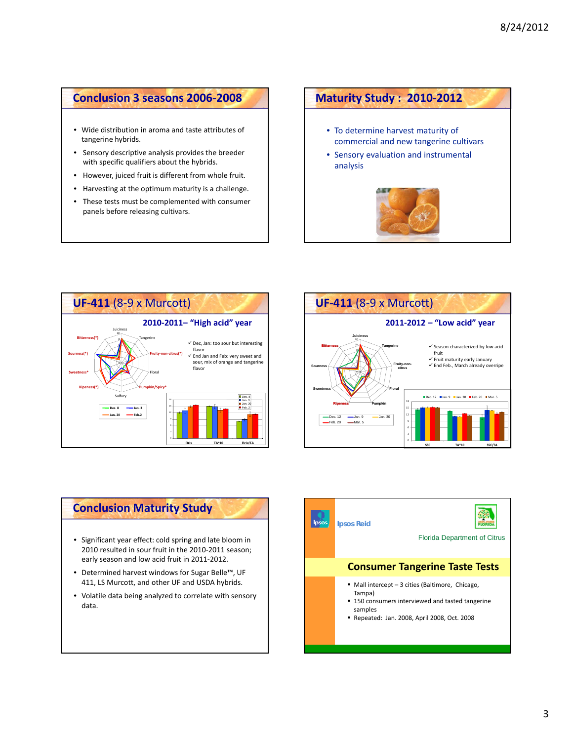## Conclusion 3 seasons 2006-2008

- Wide distribution in aroma and taste attributes of tangerine hybrids.
- Sensory descriptive analysis provides the breeder with specific qualifiers about the hybrids.
- However, juiced fruit is different from whole fruit.
- Harvesting at the optimum maturity is a challenge.
- These tests must be complemented with consumer panels before releasing cultivars.

## Maturity Study : 2010-2012

- To determine harvest maturity of commercial and new tangerine cultivars
- Sensory evaluation and instrumental analysis

## UF-411 (8-9 x Murcott)

### 2010-2011– "High acid" year

- ✓ Dec, Jan: too sour but interesting flavor
- ✓ End Jan and Feb: very sweet and sour, mix of orange and tangerine flavor

## UF-411 (8-9 x Murcott)

### 2011-2012 – "Low acid" year

- ✓ Season characterized by low acid fruit
- ✓ Fruit maturity early January
- ✓ End Feb., March already overripe

## Conclusion Maturity Study

- Significant year effect: cold spring and late bloom in 2010 resulted in sour fruit in the 2010-2011 season; early season and low acid fruit in 2011-2012.
- Determined harvest windows for Sugar Belle™, UF 411, LS Murcott, and other UF and USDA hybrids.
- Volatile data being analyzed to correlate with sensory data.

Ipsos Reid

Florida Department of Citrus

## Consumer Tangerine Taste Tests

- Mall intercept – 3 cities (Baltimore, Chicago, Tampa)
- 150 consumers interviewed and tasted tangerine samples
- Repeated: Jan. 2008, April 2008, Oct. 2008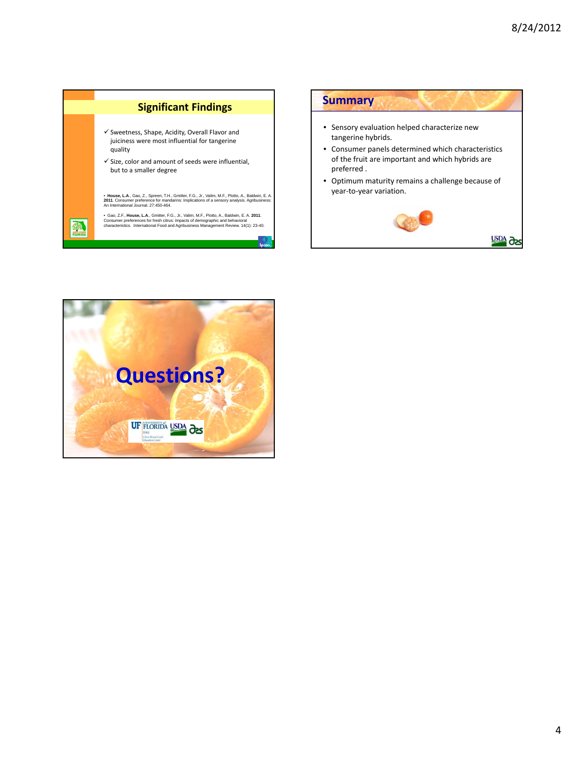## Significant Findings

- ✓ Sweetness, Shape, Acidity, Overall Flavor and juiciness were most influential for tangerine quality
- ✓ Size, color and amount of seeds were influential, but to a smaller degree

- **House, L.A.**, Gao, Z., Spreen, T.H., Gmitter, F.G., Jr., Valim, M.F., Plotto, A., Baldwin, E. A. **2011**. Consumer preference for mandarins: Implications of a sensory analysis. Agribusiness: An International Journal. 27:450-464.
- Gao, Z.F., **House, L.A.**, Gmitter, F.G., Jr., Valim, M.F., Plotto, A., Baldwin, E. A. **2011**. Consumer preferences for fresh citrus: impacts of demographic and behavioral characteristics. International Food and Agribusiness Management Review. 14(1): 23-40.

## Summary

- Sensory evaluation helped characterize new tangerine hybrids.
- Consumer panels determined which characteristics of the fruit are important and which hybrids are preferred .
- Optimum maturity remains a challenge because of year-to-year variation.

# Questions?